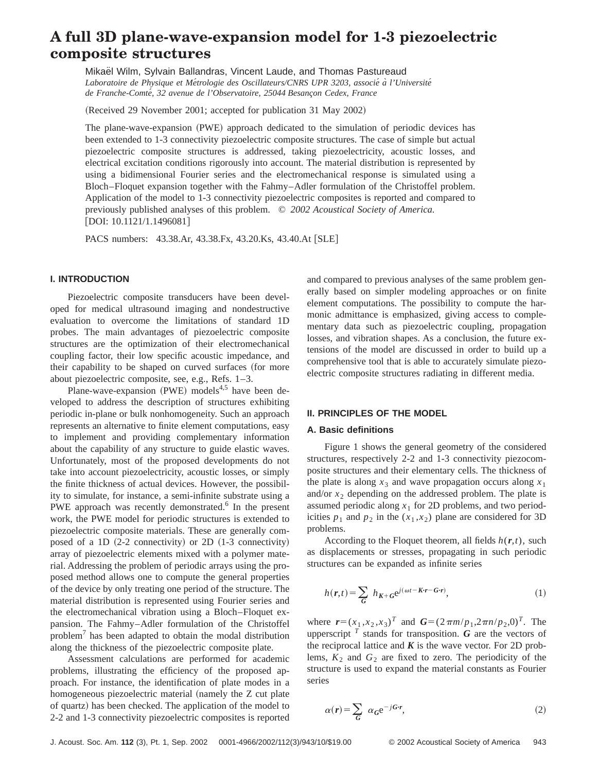# A full 3D plane-wave-expansion model for 1-3 piezoelectric composite structures

Mikaël Wilm, Sylvain Ballandras, Vincent Laude, and Thomas Pastureaud

*Laboratoire de Physique et Métrologie des Oscillateurs/CNRS UPR 3203, associé à l'Université de Franche-Comté, 32 avenue de l'Observatoire, 25044 Besançon Cedex, France*

(Received 29 November 2001; accepted for publication 31 May 2002)

The plane-wave-expansion (PWE) approach dedicated to the simulation of periodic devices has been extended to 1-3 connectivity piezoelectric composite structures. The case of simple but actual piezoelectric composite structures is addressed, taking piezoelectricity, acoustic losses, and electrical excitation conditions rigorously into account. The material distribution is represented by using a bidimensional Fourier series and the electromechanical response is simulated using a Bloch–Floquet expansion together with the Fahmy–Adler formulation of the Christoffel problem. Application of the model to 1-3 connectivity piezoelectric composites is reported and compared to previously published analyses of this problem. © *2002 Acoustical Society of America.* [DOI: 10.1121/1.1496081]

PACS numbers: 43.38.Ar, 43.38.Fx, 43.20.Ks, 43.40.At [SLE]

## I. INTRODUCTION

Piezoelectric composite transducers have been developed for medical ultrasound imaging and nondestructive evaluation to overcome the limitations of standard 1D probes. The main advantages of piezoelectric composite structures are the optimization of their electromechanical coupling factor, their low specific acoustic impedance, and their capability to be shaped on curved surfaces (for more about piezoelectric composite, see, e.g., Refs. 1–3.

Plane-wave-expansion (PWE) models[4,5] have been developed to address the description of structures exhibiting periodic in-plane or bulk nonhomogeneity. Such an approach represents an alternative to finite element computations, easy to implement and providing complementary information about the capability of any structure to guide elastic waves. Unfortunately, most of the proposed developments do not take into account piezoelectricity, acoustic losses, or simply the finite thickness of actual devices. However, the possibility to simulate, for instance, a semi-infinite substrate using a PWE approach was recently demonstrated.[6] In the present work, the PWE model for periodic structures is extended to piezoelectric composite materials. These are generally composed of a 1D (2-2 connectivity) or 2D (1-3 connectivity) array of piezoelectric elements mixed with a polymer material. Addressing the problem of periodic arrays using the proposed method allows one to compute the general properties of the device by only treating one period of the structure. The material distribution is represented using Fourier series and the electromechanical vibration using a Bloch–Floquet expansion. The Fahmy–Adler formulation of the Christoffel problem[7] has been adapted to obtain the modal distribution along the thickness of the piezoelectric composite plate.

Assessment calculations are performed for academic problems, illustrating the efficiency of the proposed approach. For instance, the identification of plate modes in a homogeneous piezoelectric material (namely the Z cut plate of quartz) has been checked. The application of the model to 2-2 and 1-3 connectivity piezoelectric composites is reported and compared to previous analyses of the same problem generally based on simpler modeling approaches or on finite element computations. The possibility to compute the harmonic admittance is emphasized, giving access to complementary data such as piezoelectric coupling, propagation losses, and vibration shapes. As a conclusion, the future extensions of the model are discussed in order to build up a comprehensive tool that is able to accurately simulate piezoelectric composite structures radiating in different media.

## II. PRINCIPLES OF THE MODEL

### A. Basic definitions

Figure 1 shows the general geometry of the considered structures, respectively 2-2 and 1-3 connectivity piezocomposite structures and their elementary cells. The thickness of the plate is along $x_3$ and wave propagation occurs along $x_1$ and/or $x_2$ depending on the addressed problem. The plate is assumed periodic along $x_1$ for 2D problems, and two periodicities $p_1$ and $p_2$ in the $(x_1,x_2)$ plane are considered for 3D problems.

According to the Floquet theorem, all fields $h(\boldsymbol{r},t)$, such as displacements or stresses, propagating in such periodic structures can be expanded as infinite series

$$h(\boldsymbol{r},t)=\sum_{\boldsymbol{G}} h_{\boldsymbol{K}+\boldsymbol{G}} e^{j(\omega t-\boldsymbol{K}\cdot\boldsymbol{r}-\boldsymbol{G}\cdot\boldsymbol{r})}, \tag{1}$$

where $\boldsymbol{r}=(x_1,x_2,x_3)^T$ and $\boldsymbol{G}=(2\pi m/p_1,2\pi n/p_2,0)^T$. The upperscript $^T$ stands for transposition. $\boldsymbol{G}$ are the vectors of the reciprocal lattice and $\boldsymbol{K}$ is the wave vector. For 2D problems, $K_2$ and $G_2$ are fixed to zero. The periodicity of the structure is used to expand the material constants as Fourier series

$$\alpha(\boldsymbol{r})=\sum_{\boldsymbol{G}} \alpha_{\boldsymbol{G}} e^{-j\boldsymbol{G}\cdot\boldsymbol{r}}, \tag{2}$$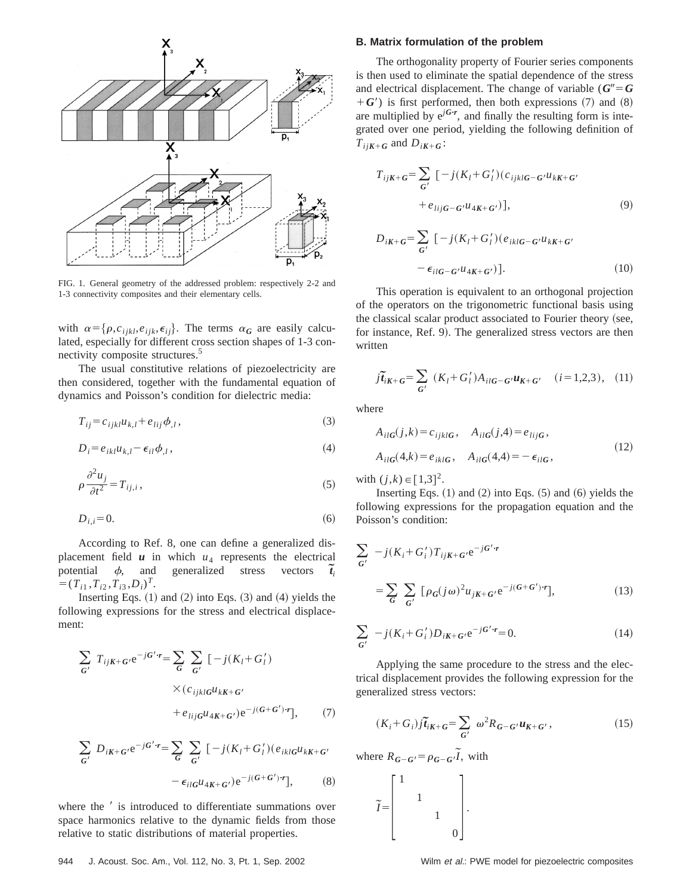FIG. 1. General geometry of the addressed problem: respectively 2-2 and 1-3 connectivity composites and their elementary cells.

with $\alpha=\{\rho,c_{ijkl},e_{ijk},\epsilon_{ij}\}$. The terms $\alpha_{\mathbf{G}}$ are easily calculated, especially for different cross section shapes of 1-3 connectivity composite structures.[5]

The usual constitutive relations of piezoelectricity are then considered, together with the fundamental equation of dynamics and Poisson's condition for dielectric media:

$$T_{ij}=c_{ijkl}u_{k,l}+e_{lij}\phi_{,l}, \tag{3}$$

$$D_i=e_{ikl}u_{k,l}-\epsilon_{il}\phi_{,l}, \tag{4}$$

$$\rho\frac{\partial^2 u_j}{\partial t^2}=T_{ij,i}, \tag{5}$$

$$D_{i,i}=0. \tag{6}$$

According to Ref. 8, one can define a generalized displacement field $\mathbf{u}$ in which $u_4$ represents the electrical potential $\phi$, and generalized stress vectors $\tilde{\mathbf{t}}_i=(T_{i1},T_{i2},T_{i3},D_i)^T$.

Inserting Eqs. (1) and (2) into Eqs. (3) and (4) yields the following expressions for the stress and electrical displacement:

$$\begin{aligned}\sum_{\mathbf{G}'} T_{ij\mathbf{K}+\mathbf{G}'}e^{-j\mathbf{G}'\cdot\mathbf{r}}=\sum_{\mathbf{G}}\sum_{\mathbf{G}'}&[-j(K_l+G_l')\\ &\times(c_{ijkl\mathbf{G}}u_{k\mathbf{K}+\mathbf{G}'}\\ &+e_{lij\mathbf{G}}u_{4\mathbf{K}+\mathbf{G}'})e^{-j(\mathbf{G}+\mathbf{G}')\cdot\mathbf{r}}],\end{aligned} \tag{7}$$

$$\begin{aligned}\sum_{\mathbf{G}'} D_{i\mathbf{K}+\mathbf{G}'}e^{-j\mathbf{G}'\cdot\mathbf{r}}=\sum_{\mathbf{G}}\sum_{\mathbf{G}'}&[-j(K_l+G_l')(e_{ikl\mathbf{G}}u_{k\mathbf{K}+\mathbf{G}'}\\ &-\epsilon_{il\mathbf{G}}u_{4\mathbf{K}+\mathbf{G}'})e^{-j(\mathbf{G}+\mathbf{G}')\cdot\mathbf{r}}],\end{aligned} \tag{8}$$

where the $'$ is introduced to differentiate summations over space harmonics relative to the dynamic fields from those relative to static distributions of material properties.

### B. Matrix formulation of the problem

The orthogonality property of Fourier series components is then used to eliminate the spatial dependence of the stress and electrical displacement. The change of variable ($\mathbf{G}''=\mathbf{G}+\mathbf{G}'$) is first performed, then both expressions (7) and (8) are multiplied by $e^{j\mathbf{G}\cdot\mathbf{r}}$, and finally the resulting form is integrated over one period, yielding the following definition of $T_{ij\mathbf{K}+\mathbf{G}}$ and $D_{i\mathbf{K}+\mathbf{G}}$:

$$\begin{aligned}T_{ij\mathbf{K}+\mathbf{G}}=\sum_{\mathbf{G}'}&[-j(K_l+G_l')(c_{ijkl\mathbf{G}-\mathbf{G}'}u_{k\mathbf{K}+\mathbf{G}'}\\ &+e_{lij\mathbf{G}-\mathbf{G}'}u_{4\mathbf{K}+\mathbf{G}'})],\end{aligned} \tag{9}$$

$$\begin{aligned}D_{i\mathbf{K}+\mathbf{G}}=\sum_{\mathbf{G}'}&[-j(K_l+G_l')(e_{ikl\mathbf{G}-\mathbf{G}'}u_{k\mathbf{K}+\mathbf{G}'}\\ &-\epsilon_{il\mathbf{G}-\mathbf{G}'}u_{4\mathbf{K}+\mathbf{G}'})].\end{aligned} \tag{10}$$

This operation is equivalent to an orthogonal projection of the operators on the trigonometric functional basis using the classical scalar product associated to Fourier theory (see, for instance, Ref. 9). The generalized stress vectors are then written

$$j\tilde{\mathbf{t}}_{i\mathbf{K}+\mathbf{G}}=\sum_{\mathbf{G}'}(K_l+G_l')A_{il\mathbf{G}-\mathbf{G}'}\mathbf{u}_{\mathbf{K}+\mathbf{G}'}\quad(i=1,2,3), \tag{11}$$

where

$$\begin{aligned}&A_{il\mathbf{G}}(j,k)=c_{ijkl\mathbf{G}},\quad A_{il\mathbf{G}}(j,4)=e_{lij\mathbf{G}},\\ &A_{il\mathbf{G}}(4,k)=e_{ikl\mathbf{G}},\quad A_{il\mathbf{G}}(4,4)=-\epsilon_{il\mathbf{G}},\end{aligned} \tag{12}$$

with $(j,k)\in[1,3]^2$.

Inserting Eqs. (1) and (2) into Eqs. (5) and (6) yields the following expressions for the propagation equation and the Poisson's condition:

$$\begin{aligned}&\sum_{\mathbf{G}'}-j(K_i+G_i')T_{ij\mathbf{K}+\mathbf{G}'}e^{-j\mathbf{G}'\cdot\mathbf{r}}\\ &\quad=\sum_{\mathbf{G}}\sum_{\mathbf{G}'}[\rho_{\mathbf{G}}(j\omega)^2u_{j\mathbf{K}+\mathbf{G}'}e^{-j(\mathbf{G}+\mathbf{G}')\cdot\mathbf{r}}],\end{aligned} \tag{13}$$

$$\sum_{\mathbf{G}'}-j(K_i+G_i')D_{i\mathbf{K}+\mathbf{G}'}e^{-j\mathbf{G}'\cdot\mathbf{r}}=0. \tag{14}$$

Applying the same procedure to the stress and the electrical displacement provides the following expression for the generalized stress vectors:

$$(K_i+G_i)j\tilde{\mathbf{t}}_{i\mathbf{K}+\mathbf{G}}=\sum_{\mathbf{G}'}\omega^2R_{\mathbf{G}-\mathbf{G}'}\mathbf{u}_{\mathbf{K}+\mathbf{G}'}, \tag{15}$$

where $R_{\mathbf{G}-\mathbf{G}'}=\rho_{\mathbf{G}-\mathbf{G}'}\tilde{I}$, with

$$\tilde{I}=\begin{bmatrix}1&&&\\&1&&\\&&1&\\&&&0\end{bmatrix}.$$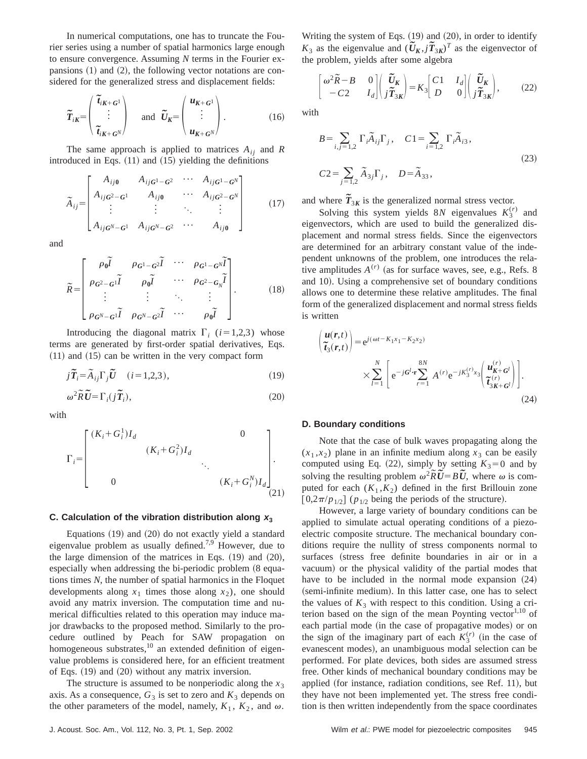In numerical computations, one has to truncate the Fourier series using a number of spatial harmonics large enough to ensure convergence. Assuming $N$ terms in the Fourier expansions (1) and (2), the following vector notations are considered for the generalized stress and displacement fields:

$$\tilde{\boldsymbol{T}}_{i\boldsymbol{K}}=\begin{pmatrix}\tilde{\boldsymbol{t}}_{i\boldsymbol{K}+\boldsymbol{G}^1}\\ \vdots \\ \tilde{\boldsymbol{t}}_{i\boldsymbol{K}+\boldsymbol{G}^N}\end{pmatrix} \quad \text{and} \quad \tilde{\boldsymbol{U}}_{\boldsymbol{K}}=\begin{pmatrix}\boldsymbol{u}_{\boldsymbol{K}+\boldsymbol{G}^1}\\ \vdots \\ \boldsymbol{u}_{\boldsymbol{K}+\boldsymbol{G}^N}\end{pmatrix}. \tag{16}$$

The same approach is applied to matrices $A_{ij}$ and $R$ introduced in Eqs. (11) and (15) yielding the definitions

$$\tilde{A}_{ij}=\begin{bmatrix} A_{ij\boldsymbol{0}} & A_{ij\boldsymbol{G}^1-\boldsymbol{G}^2} & \cdots & A_{ij\boldsymbol{G}^1-\boldsymbol{G}^N}\\ A_{ij\boldsymbol{G}^2-\boldsymbol{G}^1} & A_{ij\boldsymbol{0}} & \cdots & A_{ij\boldsymbol{G}^2-\boldsymbol{G}^N}\\ \vdots & \vdots & \ddots & \vdots \\ A_{ij\boldsymbol{G}^N-\boldsymbol{G}^1} & A_{ij\boldsymbol{G}^N-\boldsymbol{G}^2} & \cdots & A_{ij\boldsymbol{0}}\end{bmatrix} \tag{17}$$

and

$$\tilde{R}=\begin{bmatrix} \rho_{\boldsymbol{0}}\tilde{I} & \rho_{\boldsymbol{G}^1-\boldsymbol{G}^2}\tilde{I} & \cdots & \rho_{\boldsymbol{G}^1-\boldsymbol{G}^N}\tilde{I}\\ \rho_{\boldsymbol{G}^2-\boldsymbol{G}^1}\tilde{I} & \rho_{\boldsymbol{0}}\tilde{I} & \cdots & \rho_{\boldsymbol{G}^2-\boldsymbol{G}_N}\tilde{I}\\ \vdots & \vdots & \ddots & \vdots \\ \rho_{\boldsymbol{G}^N-\boldsymbol{G}^1}\tilde{I} & \rho_{\boldsymbol{G}^N-\boldsymbol{G}^2}\tilde{I} & \cdots & \rho_{\boldsymbol{0}}\tilde{I}\end{bmatrix}. \tag{18}$$

Introducing the diagonal matrix $\Gamma_i$ $(i=1,2,3)$ whose terms are generated by first-order spatial derivatives, Eqs. (11) and (15) can be written in the very compact form

$$j\tilde{\boldsymbol{T}}_i=\tilde{A}_{ij}\Gamma_j\tilde{\boldsymbol{U}} \quad (i=1,2,3), \tag{19}$$

$$\omega^2\tilde{R}\tilde{\boldsymbol{U}}=\Gamma_i(j\tilde{\boldsymbol{T}}_i), \tag{20}$$

with

$$\Gamma_i=\begin{bmatrix}(K_i+G_i^1)I_d & & & 0\\ & (K_i+G_i^2)I_d & & \\ & & \ddots & \\ 0 & & & (K_i+G_i^N)I_d\end{bmatrix}. \tag{21}$$

### C. Calculation of the vibration distribution along $x_3$

Equations (19) and (20) do not exactly yield a standard eigenvalue problem as usually defined.[7,9] However, due to the large dimension of the matrices in Eqs. (19) and (20), especially when addressing the bi-periodic problem (8 equations times $N$, the number of spatial harmonics in the Floquet developments along $x_1$ times those along $x_2$), one should avoid any matrix inversion. The computation time and numerical difficulties related to this operation may induce major drawbacks to the proposed method. Similarly to the procedure outlined by Peach for SAW propagation on homogeneous substrates,[10] an extended definition of eigenvalue problems is considered here, for an efficient treatment of Eqs. (19) and (20) without any matrix inversion.

The structure is assumed to be nonperiodic along the $x_3$ axis. As a consequence, $G_3$ is set to zero and $K_3$ depends on the other parameters of the model, namely, $K_1$, $K_2$, and $\omega$.

Writing the system of Eqs. (19) and (20), in order to identify $K_3$ as the eigenvalue and $(\tilde{\boldsymbol{U}}_{\boldsymbol{K}}, j\tilde{\boldsymbol{T}}_{3\boldsymbol{K}})^T$ as the eigenvector of the problem, yields after some algebra

$$\begin{bmatrix}\omega^2\tilde{R}-B & 0\\ -C2 & I_d\end{bmatrix}\begin{pmatrix}\tilde{\boldsymbol{U}}_{\boldsymbol{K}}\\ j\tilde{\boldsymbol{T}}_{3\boldsymbol{K}}\end{pmatrix}=K_3\begin{bmatrix}C1 & I_d\\ D & 0\end{bmatrix}\begin{pmatrix}\tilde{\boldsymbol{U}}_{\boldsymbol{K}}\\ j\tilde{\boldsymbol{T}}_{3\boldsymbol{K}}\end{pmatrix}, \tag{22}$$

with

$$B=\sum_{i,j=1,2}\Gamma_i\tilde{A}_{ij}\Gamma_j, \quad C1=\sum_{i=1,2}\Gamma_i\tilde{A}_{i3},$$
$$C2=\sum_{j=1,2}\tilde{A}_{3j}\Gamma_j, \quad D=\tilde{A}_{33}, \tag{23}$$

and where $\tilde{\boldsymbol{T}}_{3\boldsymbol{K}}$ is the generalized normal stress vector.

Solving this system yields $8N$ eigenvalues $K_3^{(r)}$ and eigenvectors, which are used to build the generalized displacement and normal stress fields. Since the eigenvectors are determined for an arbitrary constant value of the independent unknowns of the problem, one introduces the relative amplitudes $A^{(r)}$ (as for surface waves, see, e.g., Refs. 8 and 10). Using a comprehensive set of boundary conditions allows one to determine these relative amplitudes. The final form of the generalized displacement and normal stress fields is written

$$\begin{pmatrix}\boldsymbol{u}(\boldsymbol{r},t)\\ \tilde{\boldsymbol{t}}_3(\boldsymbol{r},t)\end{pmatrix}=e^{j(\omega t-K_1x_1-K_2x_2)}\times\sum_{l=1}^{N}\left[e^{-j\boldsymbol{G}^l\cdot\boldsymbol{r}}\sum_{r=1}^{8N}A^{(r)}e^{-jK_3^{(r)}x_3}\begin{pmatrix}\boldsymbol{u}^{(r)}_{\boldsymbol{K}+\boldsymbol{G}^l}\\ \tilde{\boldsymbol{t}}^{(r)}_{3\boldsymbol{K}+\boldsymbol{G}^l}\end{pmatrix}\right]. \tag{24}$$

### D. Boundary conditions

Note that the case of bulk waves propagating along the $(x_1,x_2)$ plane in an infinite medium along $x_3$ can be easily computed using Eq. (22), simply by setting $K_3=0$ and by solving the resulting problem $\omega^2\tilde{R}\tilde{\boldsymbol{U}}=B\tilde{\boldsymbol{U}}$, where $\omega$ is computed for each $(K_1,K_2)$ defined in the first Brillouin zone $[0,2\pi/p_{1/2}]$ ($p_{1/2}$ being the periods of the structure).

However, a large variety of boundary conditions can be applied to simulate actual operating conditions of a piezoelectric composite structure. The mechanical boundary conditions require the nullity of stress components normal to surfaces (stress free definite boundaries in air or in a vacuum) or the physical validity of the partial modes that have to be included in the normal mode expansion (24) (semi-infinite medium). In this latter case, one has to select the values of $K_3$ with respect to this condition. Using a criterion based on the sign of the mean Poynting vector[1,10] of each partial mode (in the case of propagative modes) or on the sign of the imaginary part of each $K_3^{(r)}$ (in the case of evanescent modes), an unambiguous modal selection can be performed. For plate devices, both sides are assumed stress free. Other kinds of mechanical boundary conditions may be applied (for instance, radiation conditions, see Ref. 11), but they have not been implemented yet. The stress free condition is then written independently from the space coordinates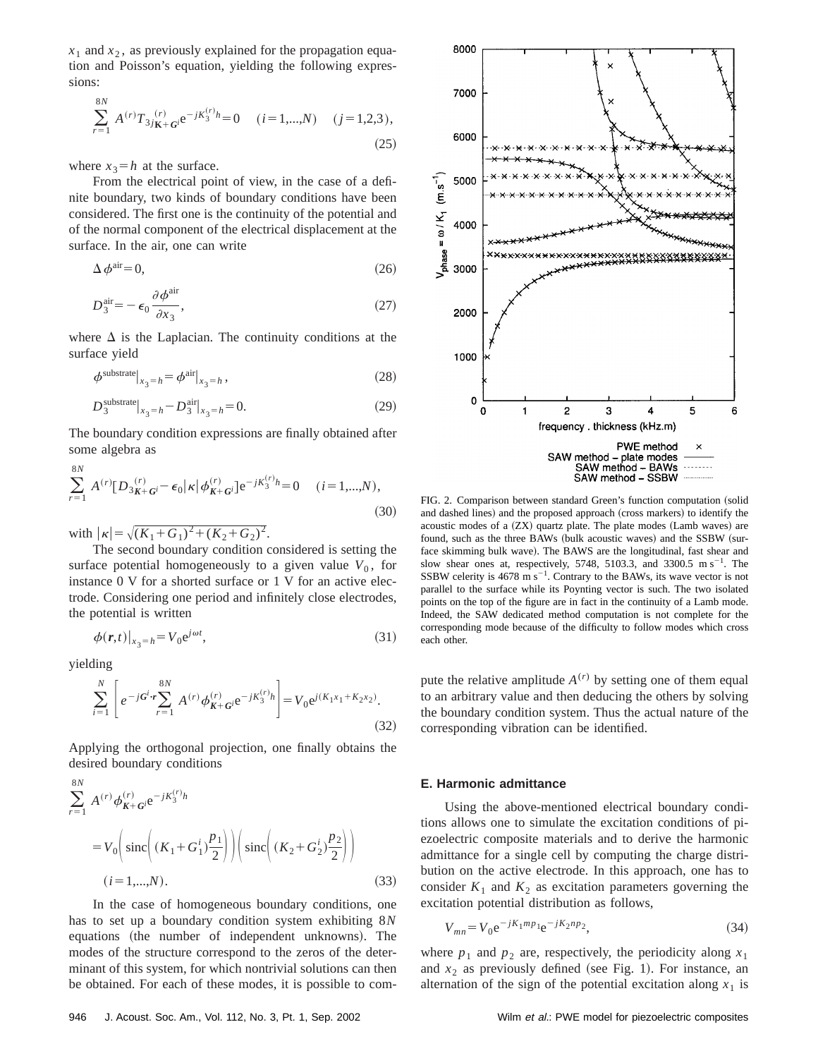$x_1$ and $x_2$, as previously explained for the propagation equation and Poisson's equation, yielding the following expressions:

$$\sum_{r=1}^{8N} A^{(r)} T_{3j\mathbf{K}+\mathbf{G}^i}^{(r)} \mathrm{e}^{-jK_3^{(r)}h} = 0 \quad (i=1,...,N) \quad (j=1,2,3), \tag{25}$$

where $x_3 = h$ at the surface.

From the electrical point of view, in the case of a definite boundary, two kinds of boundary conditions have been considered. The first one is the continuity of the potential and of the normal component of the electrical displacement at the surface. In the air, one can write

$$\Delta \phi^{\mathrm{air}} = 0, \tag{26}$$

$$D_3^{\mathrm{air}} = -\epsilon_0 \frac{\partial \phi^{\mathrm{air}}}{\partial x_3}, \tag{27}$$

where $\Delta$ is the Laplacian. The continuity conditions at the surface yield

$$\phi^{\mathrm{substrate}}|_{x_3=h} = \phi^{\mathrm{air}}|_{x_3=h}, \tag{28}$$

$$D_3^{\mathrm{substrate}}|_{x_3=h} - D_3^{\mathrm{air}}|_{x_3=h} = 0. \tag{29}$$

The boundary condition expressions are finally obtained after some algebra as

$$\sum_{r=1}^{8N} A^{(r)} [D_{3\mathbf{K}+\mathbf{G}^i}^{(r)} - \epsilon_0 |\kappa| \phi_{\mathbf{K}+\mathbf{G}^i}^{(r)}] \mathrm{e}^{-jK_3^{(r)}h} = 0 \quad (i=1,...,N), \tag{30}$$

with $|\kappa| = \sqrt{(K_1+G_1)^2 + (K_2+G_2)^2}$.

The second boundary condition considered is setting the surface potential homogeneously to a given value $V_0$, for instance 0 V for a shorted surface or 1 V for an active electrode. Considering one period and infinitely close electrodes, the potential is written

$$\phi(\mathbf{r},t)|_{x_3=h} = V_0 \mathrm{e}^{j\omega t}, \tag{31}$$

yielding

$$\sum_{i=1}^{N} \left[ e^{-j\mathbf{G}^i \cdot \mathbf{r}} \sum_{r=1}^{8N} A^{(r)} \phi_{\mathbf{K}+\mathbf{G}^i}^{(r)} \mathrm{e}^{-jK_3^{(r)}h} \right] = V_0 \mathrm{e}^{j(K_1 x_1 + K_2 x_2)}. \tag{32}$$

Applying the orthogonal projection, one finally obtains the desired boundary conditions

$$\sum_{r=1}^{8N} A^{(r)} \phi_{\mathbf{K}+\mathbf{G}^i}^{(r)} \mathrm{e}^{-jK_3^{(r)}h} = V_0 \left( \mathrm{sinc}\left( (K_1+G_1^i) \frac{p_1}{2} \right) \right) \left( \mathrm{sinc}\left( (K_2+G_2^i) \frac{p_2}{2} \right) \right) \quad (i=1,...,N). \tag{33}$$

In the case of homogeneous boundary conditions, one has to set up a boundary condition system exhibiting $8N$ equations (the number of independent unknowns). The modes of the structure correspond to the zeros of the determinant of this system, for which nontrivial solutions can then be obtained. For each of these modes, it is possible to compute the relative amplitude $A^{(r)}$ by setting one of them equal to an arbitrary value and then deducing the others by solving the boundary condition system. Thus the actual nature of the corresponding vibration can be identified.

FIG. 2. Comparison between standard Green's function computation (solid and dashed lines) and the proposed approach (cross markers) to identify the acoustic modes of a (ZX) quartz plate. The plate modes (Lamb waves) are found, such as the three BAWs (bulk acoustic waves) and the SSBW (surface skimming bulk wave). The BAWS are the longitudinal, fast shear and slow shear ones at, respectively, 5748, 5103.3, and 3300.5 m s$^{-1}$. The SSBW celerity is 4678 m s$^{-1}$. Contrary to the BAWs, its wave vector is not parallel to the surface while its Poynting vector is such. The two isolated points on the top of the figure are in fact in the continuity of a Lamb mode. Indeed, the SAW dedicated method computation is not complete for the corresponding mode because of the difficulty to follow modes which cross each other.

### E. Harmonic admittance

Using the above-mentioned electrical boundary conditions allows one to simulate the excitation conditions of piezoelectric composite materials and to derive the harmonic admittance for a single cell by computing the charge distribution on the active electrode. In this approach, one has to consider $K_1$ and $K_2$ as excitation parameters governing the excitation potential distribution as follows,

$$V_{mn} = V_0 \mathrm{e}^{-jK_1 m p_1} \mathrm{e}^{-jK_2 n p_2}, \tag{34}$$

where $p_1$ and $p_2$ are, respectively, the periodicity along $x_1$ and $x_2$ as previously defined (see Fig. 1). For instance, an alternation of the sign of the potential excitation along $x_1$ is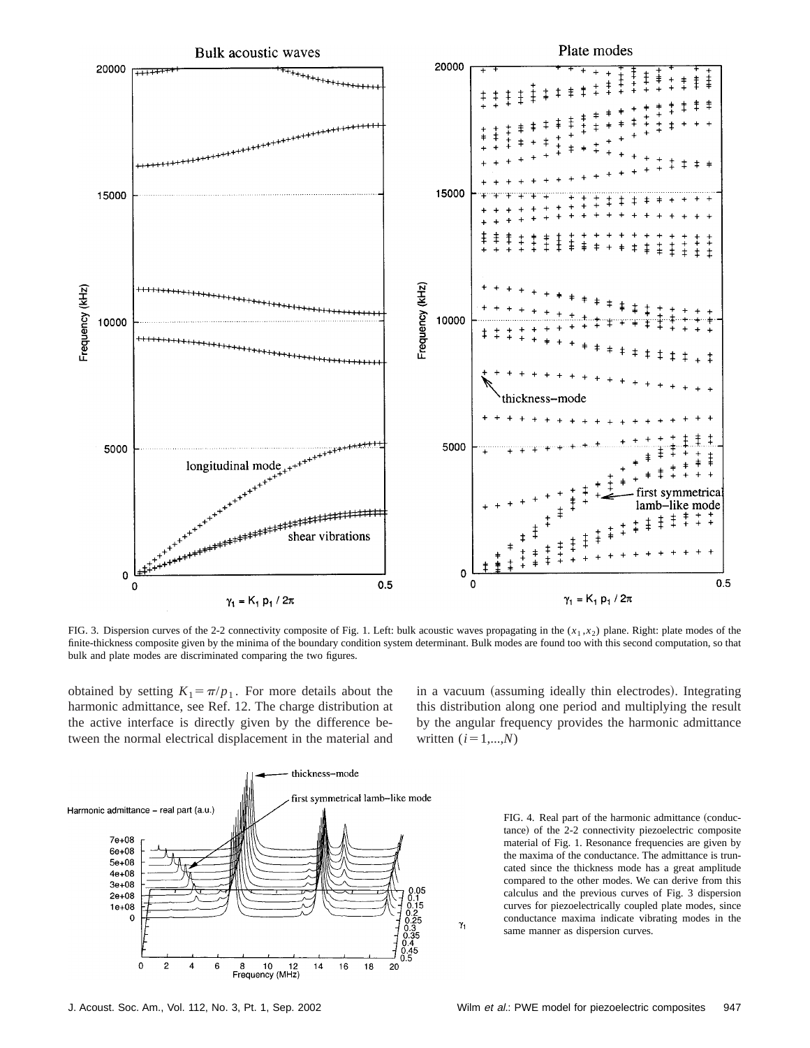FIG. 3. Dispersion curves of the 2-2 connectivity composite of Fig. 1. Left: bulk acoustic waves propagating in the $(x_1,x_2)$ plane. Right: plate modes of the finite-thickness composite given by the minima of the boundary condition system determinant. Bulk modes are found too with this second computation, so that bulk and plate modes are discriminated comparing the two figures.

obtained by setting $K_1 = \pi/p_1$. For more details about the harmonic admittance, see Ref. 12. The charge distribution at the active interface is directly given by the difference between the normal electrical displacement in the material and in a vacuum (assuming ideally thin electrodes). Integrating this distribution along one period and multiplying the result by the angular frequency provides the harmonic admittance written $(i = 1,...,N)$

FIG. 4. Real part of the harmonic admittance (conductance) of the 2-2 connectivity piezoelectric composite material of Fig. 1. Resonance frequencies are given by the maxima of the conductance. The admittance is truncated since the thickness mode has a great amplitude compared to the other modes. We can derive from this calculus and the previous curves of Fig. 3 dispersion curves for piezoelectrically coupled plate modes, since conductance maxima indicate vibrating modes in the same manner as dispersion curves.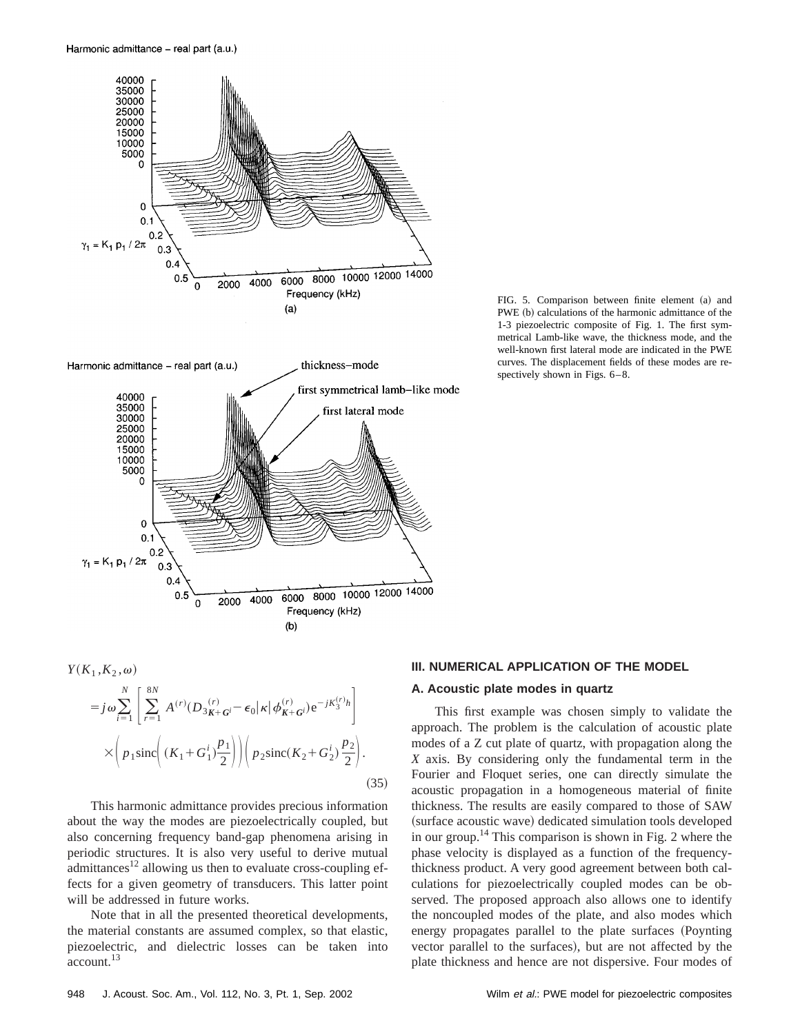FIG. 5. Comparison between finite element (a) and PWE (b) calculations of the harmonic admittance of the 1-3 piezoelectric composite of Fig. 1. The first symmetrical Lamb-like wave, the thickness mode, and the well-known first lateral mode are indicated in the PWE curves. The displacement fields of these modes are respectively shown in Figs. 6–8.

$$
\begin{aligned}
Y(K_1,K_2,\omega) \\
&= j\omega \sum_{i=1}^{N} \left[ \sum_{r=1}^{8N} A^{(r)} (D_{3\mathbf{K}+\mathbf{G}^i}^{(r)} - \epsilon_0 |\kappa| \phi_{\mathbf{K}+\mathbf{G}^i}^{(r)}) e^{-jK_3^{(r)}h} \right] \\
&\times \left( p_1 \operatorname{sinc}\left( (K_1+G_1^i) \frac{p_1}{2} \right) \right) \left( p_2 \operatorname{sinc}(K_2+G_2^i) \frac{p_2}{2} \right).
\end{aligned} \tag{35}
$$

This harmonic admittance provides precious information about the way the modes are piezoelectrically coupled, but also concerning frequency band-gap phenomena arising in periodic structures. It is also very useful to derive mutual admittances[12] allowing us then to evaluate cross-coupling effects for a given geometry of transducers. This latter point will be addressed in future works.

Note that in all the presented theoretical developments, the material constants are assumed complex, so that elastic, piezoelectric, and dielectric losses can be taken into account.[13]

## III. NUMERICAL APPLICATION OF THE MODEL

### A. Acoustic plate modes in quartz

This first example was chosen simply to validate the approach. The problem is the calculation of acoustic plate modes of a Z cut plate of quartz, with propagation along the $X$ axis. By considering only the fundamental term in the Fourier and Floquet series, one can directly simulate the acoustic propagation in a homogeneous material of finite thickness. The results are easily compared to those of SAW (surface acoustic wave) dedicated simulation tools developed in our group.[14] This comparison is shown in Fig. 2 where the phase velocity is displayed as a function of the frequency-thickness product. A very good agreement between both calculations for piezoelectrically coupled modes can be observed. The proposed approach also allows one to identify the noncoupled modes of the plate, and also modes which energy propagates parallel to the plate surfaces (Poynting vector parallel to the surfaces), but are not affected by the plate thickness and hence are not dispersive. Four modes of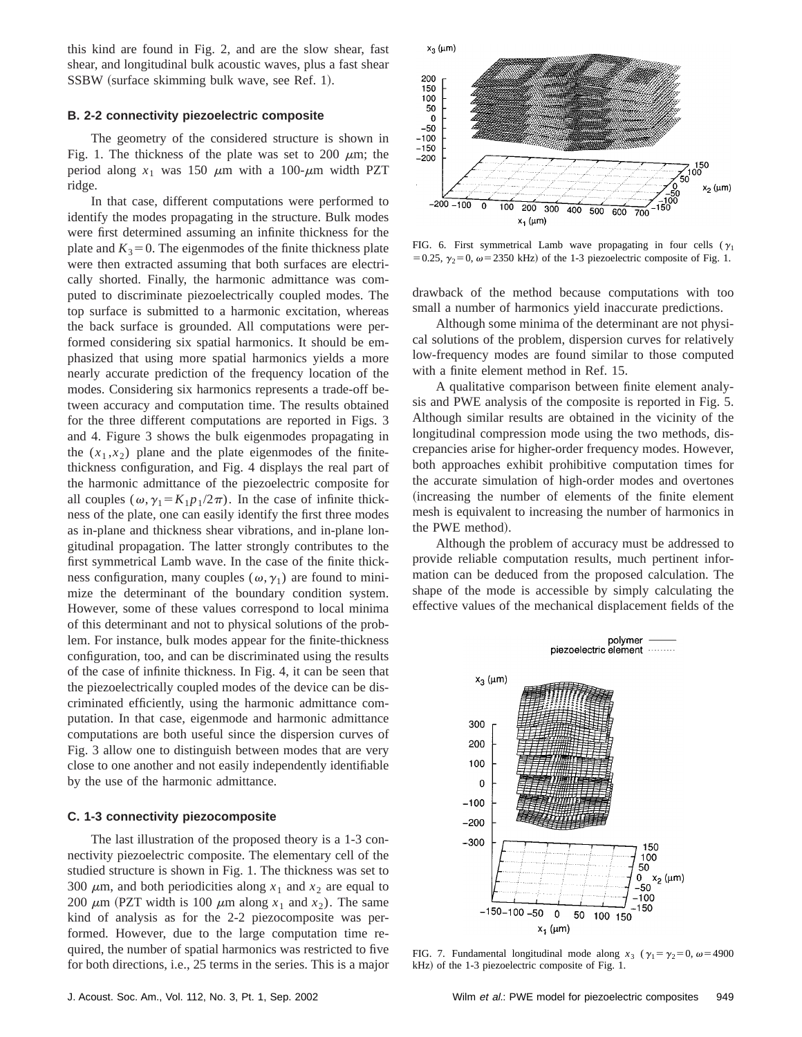this kind are found in Fig. 2, and are the slow shear, fast shear, and longitudinal bulk acoustic waves, plus a fast shear SSBW (surface skimming bulk wave, see Ref. 1).

### B. 2-2 connectivity piezoelectric composite

The geometry of the considered structure is shown in Fig. 1. The thickness of the plate was set to 200 $\mu$m; the period along $x_1$ was 150 $\mu$m with a 100-$\mu$m width PZT ridge.

In that case, different computations were performed to identify the modes propagating in the structure. Bulk modes were first determined assuming an infinite thickness for the plate and $K_3=0$. The eigenmodes of the finite thickness plate were then extracted assuming that both surfaces are electrically shorted. Finally, the harmonic admittance was computed to discriminate piezoelectrically coupled modes. The top surface is submitted to a harmonic excitation, whereas the back surface is grounded. All computations were performed considering six spatial harmonics. It should be emphasized that using more spatial harmonics yields a more nearly accurate prediction of the frequency location of the modes. Considering six harmonics represents a trade-off between accuracy and computation time. The results obtained for the three different computations are reported in Figs. 3 and 4. Figure 3 shows the bulk eigenmodes propagating in the $(x_1,x_2)$ plane and the plate eigenmodes of the finite-thickness configuration, and Fig. 4 displays the real part of the harmonic admittance of the piezoelectric composite for all couples $(\omega, \gamma_1 = K_1 p_1/2\pi)$. In the case of infinite thickness of the plate, one can easily identify the first three modes as in-plane and thickness shear vibrations, and in-plane longitudinal propagation. The latter strongly contributes to the first symmetrical Lamb wave. In the case of the finite thickness configuration, many couples $(\omega,\gamma_1)$ are found to minimize the determinant of the boundary condition system. However, some of these values correspond to local minima of this determinant and not to physical solutions of the problem. For instance, bulk modes appear for the finite-thickness configuration, too, and can be discriminated using the results of the case of infinite thickness. In Fig. 4, it can be seen that the piezoelectrically coupled modes of the device can be discriminated efficiently, using the harmonic admittance computation. In that case, eigenmode and harmonic admittance computations are both useful since the dispersion curves of Fig. 3 allow one to distinguish between modes that are very close to one another and not easily independently identifiable by the use of the harmonic admittance.

### C. 1-3 connectivity piezocomposite

The last illustration of the proposed theory is a 1-3 connectivity piezoelectric composite. The elementary cell of the studied structure is shown in Fig. 1. The thickness was set to 300 $\mu$m, and both periodicities along $x_1$ and $x_2$ are equal to 200 $\mu$m (PZT width is 100 $\mu$m along $x_1$ and $x_2$). The same kind of analysis as for the 2-2 piezocomposite was performed. However, due to the large computation time required, the number of spatial harmonics was restricted to five for both directions, i.e., 25 terms in the series. This is a major drawback of the method because computations with too small a number of harmonics yield inaccurate predictions.

FIG. 6. First symmetrical Lamb wave propagating in four cells ($\gamma_1 = 0.25$, $\gamma_2 = 0$, $\omega = 2350$ kHz) of the 1-3 piezoelectric composite of Fig. 1.

Although some minima of the determinant are not physical solutions of the problem, dispersion curves for relatively low-frequency modes are found similar to those computed with a finite element method in Ref. 15.

A qualitative comparison between finite element analysis and PWE analysis of the composite is reported in Fig. 5. Although similar results are obtained in the vicinity of the longitudinal compression mode using the two methods, discrepancies arise for higher-order frequency modes. However, both approaches exhibit prohibitive computation times for the accurate simulation of high-order modes and overtones (increasing the number of elements of the finite element mesh is equivalent to increasing the number of harmonics in the PWE method).

Although the problem of accuracy must be addressed to provide reliable computation results, much pertinent information can be deduced from the proposed calculation. The shape of the mode is accessible by simply calculating the effective values of the mechanical displacement fields of the

FIG. 7. Fundamental longitudinal mode along $x_3$ ($\gamma_1 = \gamma_2 = 0$, $\omega = 4900$ kHz) of the 1-3 piezoelectric composite of Fig. 1.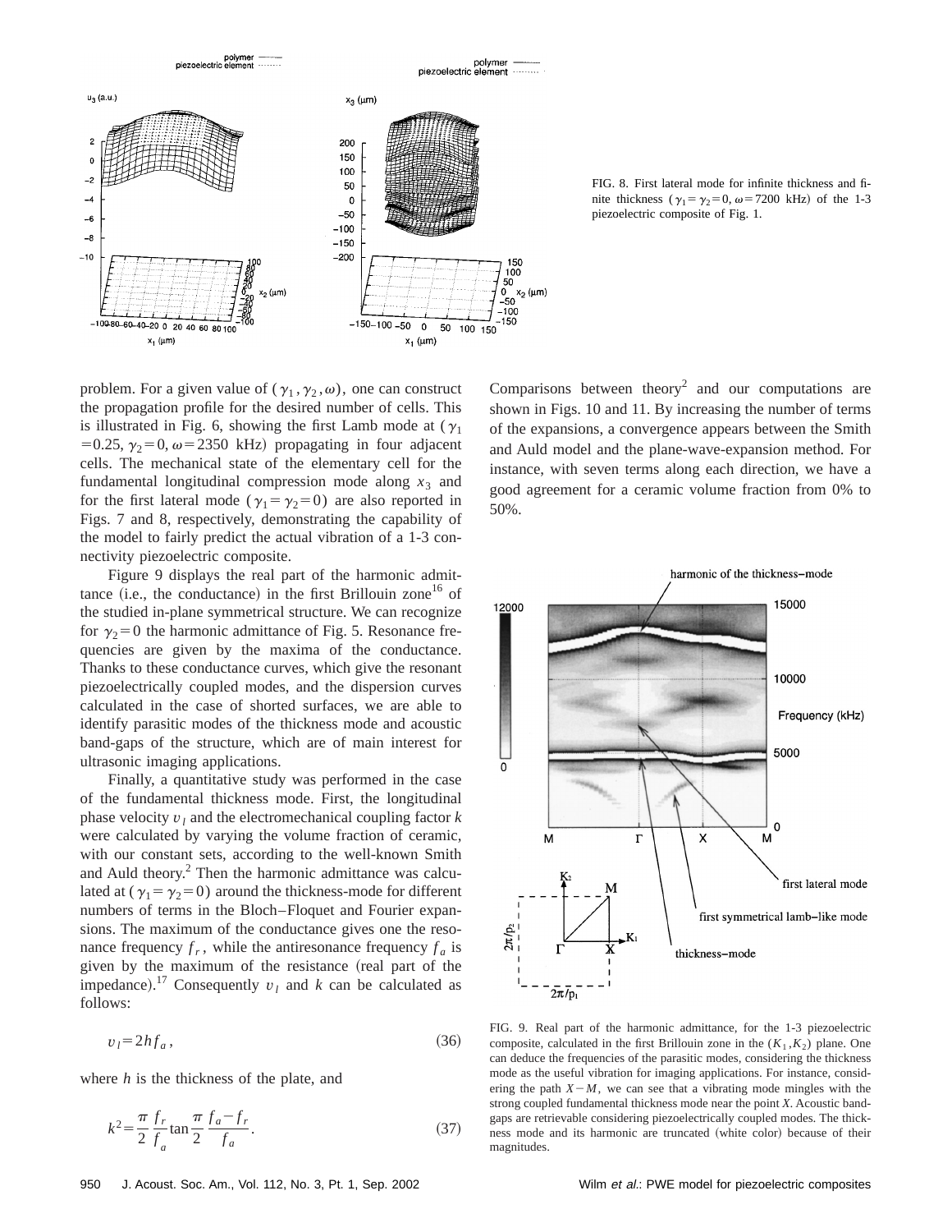FIG. 8. First lateral mode for infinite thickness and finite thickness ($\gamma_1=\gamma_2=0, \omega=7200$ kHz) of the 1-3 piezoelectric composite of Fig. 1.

problem. For a given value of $(\gamma_1, \gamma_2, \omega)$, one can construct the propagation profile for the desired number of cells. This is illustrated in Fig. 6, showing the first Lamb mode at ($\gamma_1=0.25$, $\gamma_2=0$, $\omega=2350$ kHz) propagating in four adjacent cells. The mechanical state of the elementary cell for the fundamental longitudinal compression mode along $x_3$ and for the first lateral mode ($\gamma_1=\gamma_2=0$) are also reported in Figs. 7 and 8, respectively, demonstrating the capability of the model to fairly predict the actual vibration of a 1-3 connectivity piezoelectric composite.

Figure 9 displays the real part of the harmonic admittance (i.e., the conductance) in the first Brillouin zone[16] of the studied in-plane symmetrical structure. We can recognize for $\gamma_2=0$ the harmonic admittance of Fig. 5. Resonance frequencies are given by the maxima of the conductance. Thanks to these conductance curves, which give the resonant piezoelectrically coupled modes, and the dispersion curves calculated in the case of shorted surfaces, we are able to identify parasitic modes of the thickness mode and acoustic band-gaps of the structure, which are of main interest for ultrasonic imaging applications.

Finally, a quantitative study was performed in the case of the fundamental thickness mode. First, the longitudinal phase velocity $v_l$ and the electromechanical coupling factor $k$ were calculated by varying the volume fraction of ceramic, with our constant sets, according to the well-known Smith and Auld theory.[2] Then the harmonic admittance was calculated at ($\gamma_1=\gamma_2=0$) around the thickness-mode for different numbers of terms in the Bloch–Floquet and Fourier expansions. The maximum of the conductance gives one the resonance frequency $f_r$, while the antiresonance frequency $f_a$ is given by the maximum of the resistance (real part of the impedance).[17] Consequently $v_l$ and $k$ can be calculated as follows:

$$v_l=2hf_a, \tag{36}$$

where $h$ is the thickness of the plate, and

$$k^2=\frac{\pi}{2}\frac{f_r}{f_a}\tan\frac{\pi}{2}\frac{f_a-f_r}{f_a}. \tag{37}$$

Comparisons between theory[2] and our computations are shown in Figs. 10 and 11. By increasing the number of terms of the expansions, a convergence appears between the Smith and Auld model and the plane-wave-expansion method. For instance, with seven terms along each direction, we have a good agreement for a ceramic volume fraction from 0% to 50%.

FIG. 9. Real part of the harmonic admittance, for the 1-3 piezoelectric composite, calculated in the first Brillouin zone in the $(K_1, K_2)$ plane. One can deduce the frequencies of the parasitic modes, considering the thickness mode as the useful vibration for imaging applications. For instance, considering the path $X-M$, we can see that a vibrating mode mingles with the strong coupled fundamental thickness mode near the point $X$. Acoustic band-gaps are retrievable considering piezoelectrically coupled modes. The thickness mode and its harmonic are truncated (white color) because of their magnitudes.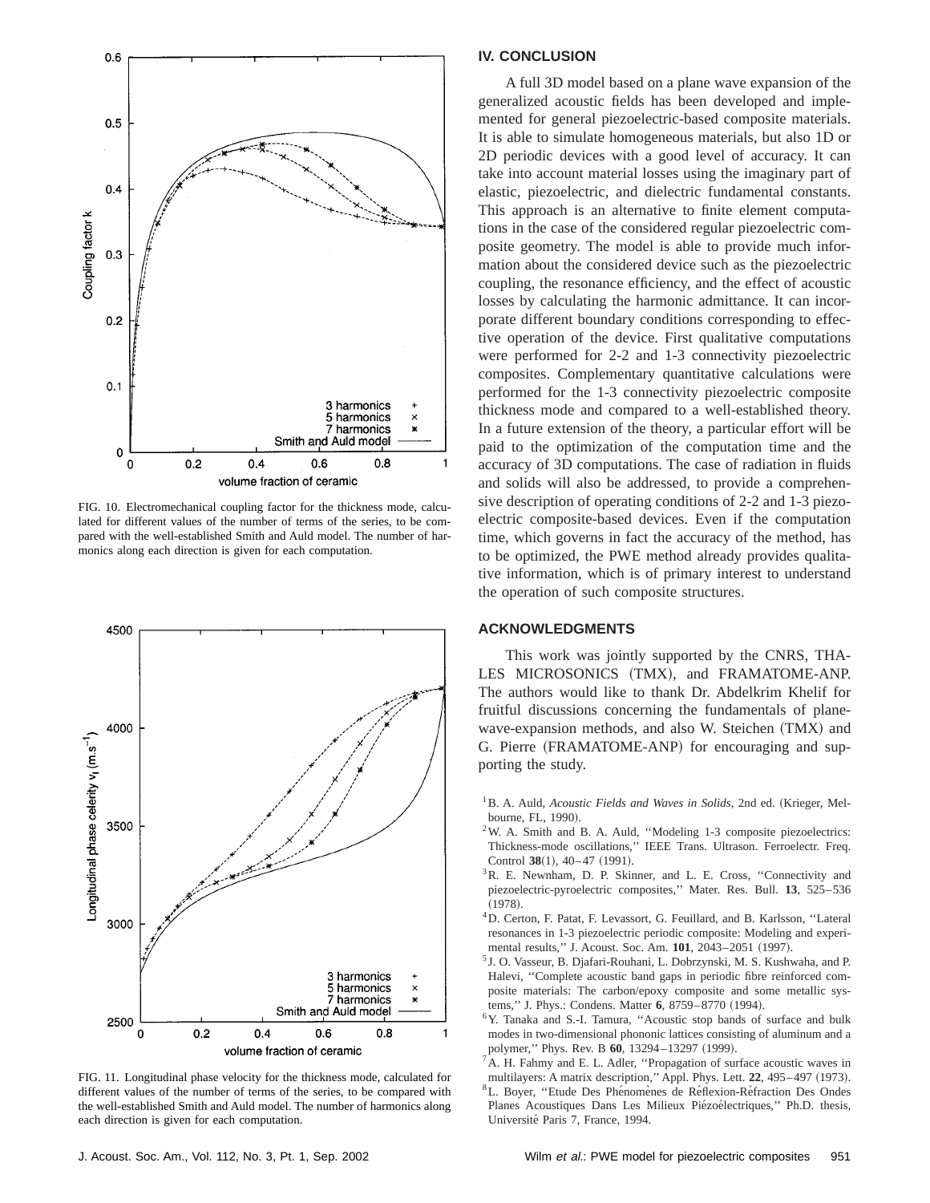FIG. 10. Electromechanical coupling factor for the thickness mode, calculated for different values of the number of terms of the series, to be compared with the well-established Smith and Auld model. The number of harmonics along each direction is given for each computation.

FIG. 11. Longitudinal phase velocity for the thickness mode, calculated for different values of the number of terms of the series, to be compared with the well-established Smith and Auld model. The number of harmonics along each direction is given for each computation.

## IV. CONCLUSION

A full 3D model based on a plane wave expansion of the generalized acoustic fields has been developed and implemented for general piezoelectric-based composite materials. It is able to simulate homogeneous materials, but also 1D or 2D periodic devices with a good level of accuracy. It can take into account material losses using the imaginary part of elastic, piezoelectric, and dielectric fundamental constants. This approach is an alternative to finite element computations in the case of the considered regular piezoelectric composite geometry. The model is able to provide much information about the considered device such as the piezoelectric coupling, the resonance efficiency, and the effect of acoustic losses by calculating the harmonic admittance. It can incorporate different boundary conditions corresponding to effective operation of the device. First qualitative computations were performed for 2-2 and 1-3 connectivity piezoelectric composites. Complementary quantitative calculations were performed for the 1-3 connectivity piezoelectric composite thickness mode and compared to a well-established theory. In a future extension of the theory, a particular effort will be paid to the optimization of the computation time and the accuracy of 3D computations. The case of radiation in fluids and solids will also be addressed, to provide a comprehensive description of operating conditions of 2-2 and 1-3 piezoelectric composite-based devices. Even if the computation time, which governs in fact the accuracy of the method, has to be optimized, the PWE method already provides qualitative information, which is of primary interest to understand the operation of such composite structures.

## ACKNOWLEDGMENTS

This work was jointly supported by the CNRS, THALES MICROSONICS (TMX), and FRAMATOME-ANP. The authors would like to thank Dr. Abdelkrim Khelif for fruitful discussions concerning the fundamentals of plane-wave-expansion methods, and also W. Steichen (TMX) and G. Pierre (FRAMATOME-ANP) for encouraging and supporting the study.

[1] B. A. Auld, *Acoustic Fields and Waves in Solids*, 2nd ed. (Krieger, Melbourne, FL, 1990).

[2] W. A. Smith and B. A. Auld, ''Modeling 1-3 composite piezoelectrics: Thickness-mode oscillations,'' IEEE Trans. Ultrason. Ferroelectr. Freq. Control **38**(1), 40–47 (1991).

[3] R. E. Newnham, D. P. Skinner, and L. E. Cross, ''Connectivity and piezoelectric-pyroelectric composites,'' Mater. Res. Bull. **13**, 525–536 (1978).

[4] D. Certon, F. Patat, F. Levassort, G. Feuillard, and B. Karlsson, ''Lateral resonances in 1-3 piezoelectric periodic composite: Modeling and experimental results,'' J. Acoust. Soc. Am. **101**, 2043–2051 (1997).

[5] J. O. Vasseur, B. Djafari-Rouhani, L. Dobrzynski, M. S. Kushwaha, and P. Halevi, ''Complete acoustic band gaps in periodic fibre reinforced composite materials: The carbon/epoxy composite and some metallic systems,'' J. Phys.: Condens. Matter **6**, 8759–8770 (1994).

[6] Y. Tanaka and S.-I. Tamura, ''Acoustic stop bands of surface and bulk modes in two-dimensional phononic lattices consisting of aluminum and a polymer,'' Phys. Rev. B **60**, 13294–13297 (1999).

[7] A. H. Fahmy and E. L. Adler, ''Propagation of surface acoustic waves in multilayers: A matrix description,'' Appl. Phys. Lett. **22**, 495–497 (1973).

[8] L. Boyer, ''Etude Des Phénomènes de Réflexion-Réfraction Des Ondes Planes Acoustiques Dans Les Milieux Piézoélectriques,'' Ph.D. thesis, Université Paris 7, France, 1994.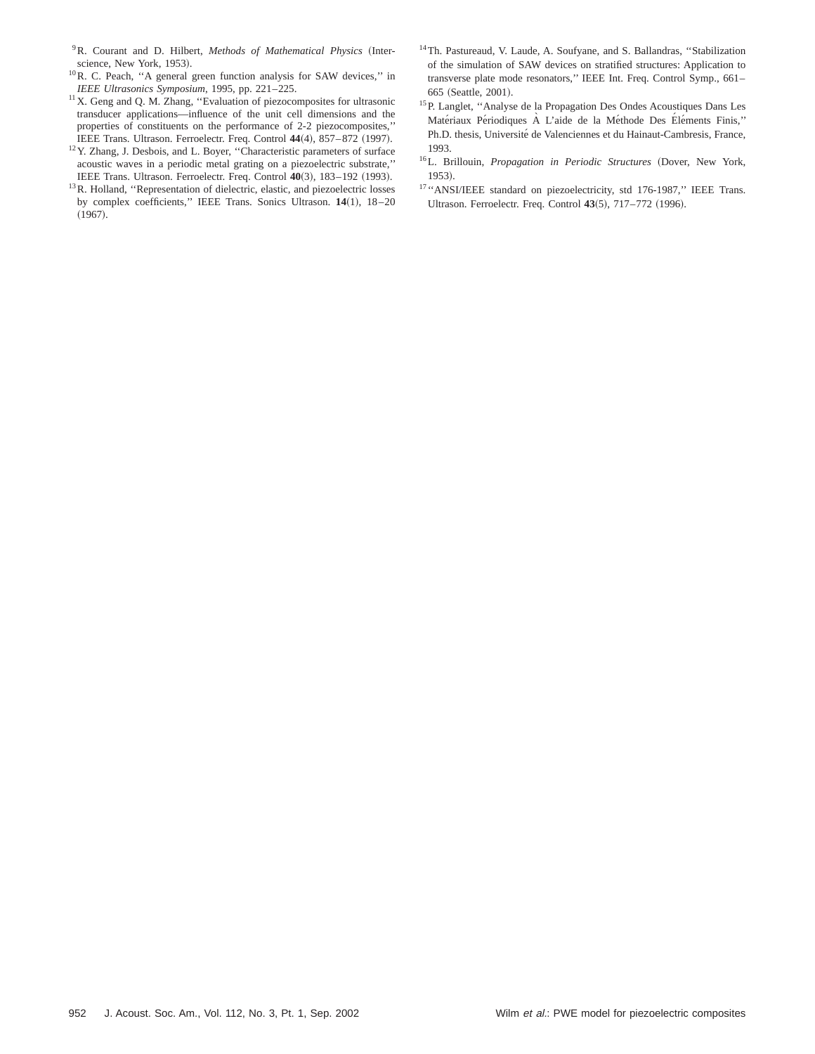[9] R. Courant and D. Hilbert, *Methods of Mathematical Physics* (Interscience, New York, 1953).

[10] R. C. Peach, "A general green function analysis for SAW devices," in *IEEE Ultrasonics Symposium*, 1995, pp. 221–225.

[11] X. Geng and Q. M. Zhang, "Evaluation of piezocomposites for ultrasonic transducer applications—influence of the unit cell dimensions and the properties of constituents on the performance of 2-2 piezocomposites," IEEE Trans. Ultrason. Ferroelectr. Freq. Control **44**(4), 857–872 (1997).

[12] Y. Zhang, J. Desbois, and L. Boyer, "Characteristic parameters of surface acoustic waves in a periodic metal grating on a piezoelectric substrate," IEEE Trans. Ultrason. Ferroelectr. Freq. Control **40**(3), 183–192 (1993).

[13] R. Holland, "Representation of dielectric, elastic, and piezoelectric losses by complex coefficients," IEEE Trans. Sonics Ultrason. **14**(1), 18–20 (1967).

[14] Th. Pastureaud, V. Laude, A. Soufyane, and S. Ballandras, "Stabilization of the simulation of SAW devices on stratified structures: Application to transverse plate mode resonators," IEEE Int. Freq. Control Symp., 661–665 (Seattle, 2001).

[15] P. Langlet, "Analyse de la Propagation Des Ondes Acoustiques Dans Les Matériaux Périodiques À L'aide de la Méthode Des Éléments Finis," Ph.D. thesis, Université de Valenciennes et du Hainaut-Cambresis, France, 1993.

[16] L. Brillouin, *Propagation in Periodic Structures* (Dover, New York, 1953).

[17] "ANSI/IEEE standard on piezoelectricity, std 176-1987," IEEE Trans. Ultrason. Ferroelectr. Freq. Control **43**(5), 717–772 (1996).